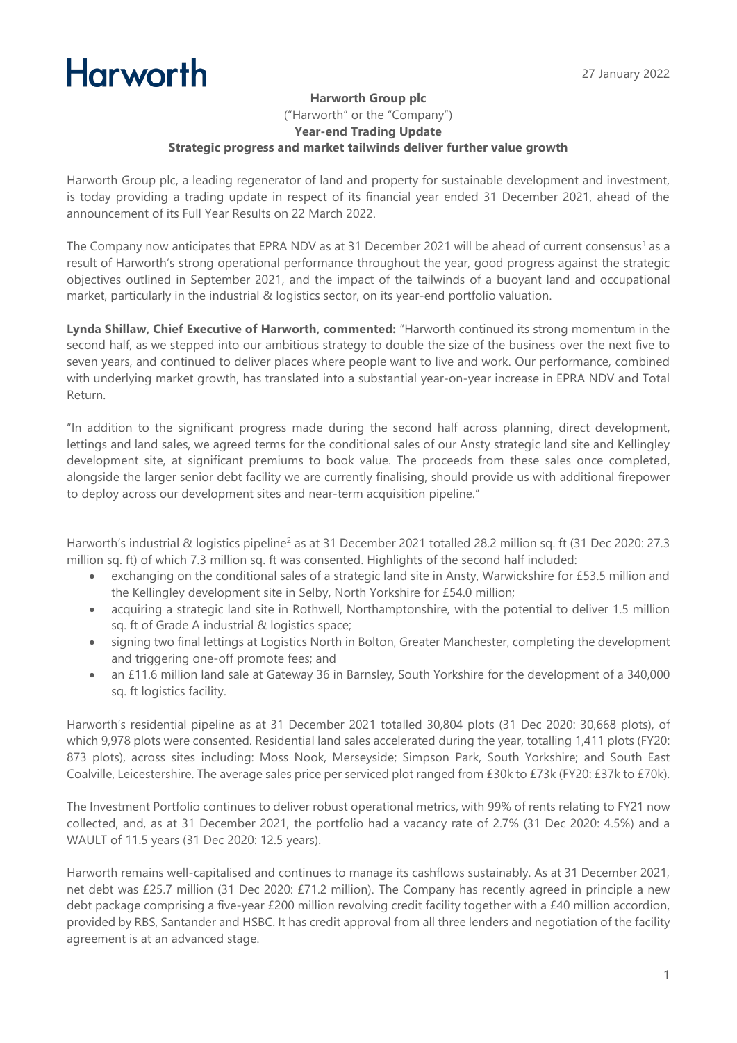Harworth

27 January 2022

**Harworth Group plc**
("Harworth" or the "Company")
**Year-end Trading Update**
**Strategic progress and market tailwinds deliver further value growth**

Harworth Group plc, a leading regenerator of land and property for sustainable development and investment, is today providing a trading update in respect of its financial year ended 31 December 2021, ahead of the announcement of its Full Year Results on 22 March 2022.

The Company now anticipates that EPRA NDV as at 31 December 2021 will be ahead of current consensus[1] as a result of Harworth's strong operational performance throughout the year, good progress against the strategic objectives outlined in September 2021, and the impact of the tailwinds of a buoyant land and occupational market, particularly in the industrial & logistics sector, on its year-end portfolio valuation.

**Lynda Shillaw, Chief Executive of Harworth, commented:** "Harworth continued its strong momentum in the second half, as we stepped into our ambitious strategy to double the size of the business over the next five to seven years, and continued to deliver places where people want to live and work. Our performance, combined with underlying market growth, has translated into a substantial year-on-year increase in EPRA NDV and Total Return.

"In addition to the significant progress made during the second half across planning, direct development, lettings and land sales, we agreed terms for the conditional sales of our Ansty strategic land site and Kellingley development site, at significant premiums to book value. The proceeds from these sales once completed, alongside the larger senior debt facility we are currently finalising, should provide us with additional firepower to deploy across our development sites and near-term acquisition pipeline."

Harworth's industrial & logistics pipeline[2] as at 31 December 2021 totalled 28.2 million sq. ft (31 Dec 2020: 27.3 million sq. ft) of which 7.3 million sq. ft was consented. Highlights of the second half included:

- exchanging on the conditional sales of a strategic land site in Ansty, Warwickshire for £53.5 million and the Kellingley development site in Selby, North Yorkshire for £54.0 million;
- acquiring a strategic land site in Rothwell, Northamptonshire, with the potential to deliver 1.5 million sq. ft of Grade A industrial & logistics space;
- signing two final lettings at Logistics North in Bolton, Greater Manchester, completing the development and triggering one-off promote fees; and
- an £11.6 million land sale at Gateway 36 in Barnsley, South Yorkshire for the development of a 340,000 sq. ft logistics facility.

Harworth's residential pipeline as at 31 December 2021 totalled 30,804 plots (31 Dec 2020: 30,668 plots), of which 9,978 plots were consented. Residential land sales accelerated during the year, totalling 1,411 plots (FY20: 873 plots), across sites including: Moss Nook, Merseyside; Simpson Park, South Yorkshire; and South East Coalville, Leicestershire. The average sales price per serviced plot ranged from £30k to £73k (FY20: £37k to £70k).

The Investment Portfolio continues to deliver robust operational metrics, with 99% of rents relating to FY21 now collected, and, as at 31 December 2021, the portfolio had a vacancy rate of 2.7% (31 Dec 2020: 4.5%) and a WAULT of 11.5 years (31 Dec 2020: 12.5 years).

Harworth remains well-capitalised and continues to manage its cashflows sustainably. As at 31 December 2021, net debt was £25.7 million (31 Dec 2020: £71.2 million). The Company has recently agreed in principle a new debt package comprising a five-year £200 million revolving credit facility together with a £40 million accordion, provided by RBS, Santander and HSBC. It has credit approval from all three lenders and negotiation of the facility agreement is at an advanced stage.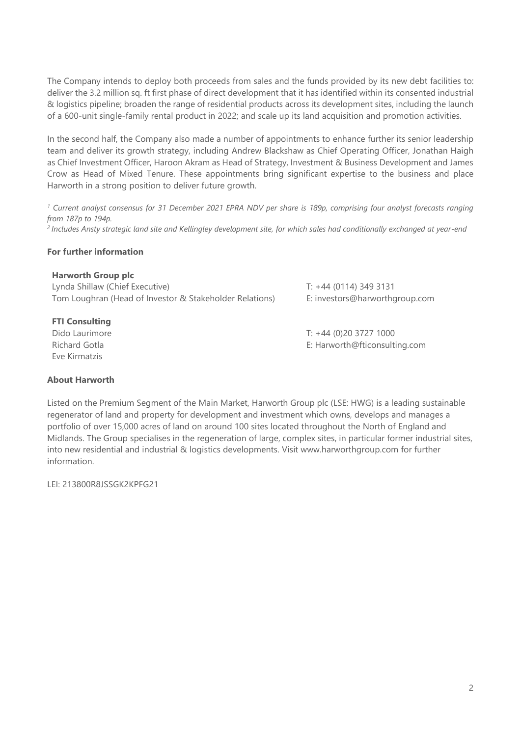The Company intends to deploy both proceeds from sales and the funds provided by its new debt facilities to: deliver the 3.2 million sq. ft first phase of direct development that it has identified within its consented industrial & logistics pipeline; broaden the range of residential products across its development sites, including the launch of a 600-unit single-family rental product in 2022; and scale up its land acquisition and promotion activities.

In the second half, the Company also made a number of appointments to enhance further its senior leadership team and deliver its growth strategy, including Andrew Blackshaw as Chief Operating Officer, Jonathan Haigh as Chief Investment Officer, Haroon Akram as Head of Strategy, Investment & Business Development and James Crow as Head of Mixed Tenure. These appointments bring significant expertise to the business and place Harworth in a strong position to deliver future growth.

*[1] Current analyst consensus for 31 December 2021 EPRA NDV per share is 189p, comprising four analyst forecasts ranging from 187p to 194p.*
*[2] Includes Ansty strategic land site and Kellingley development site, for which sales had conditionally exchanged at year-end*

**For further information**

| | |
|---|---|
| **Harworth Group plc** | |
| Lynda Shillaw (Chief Executive) | T: +44 (0114) 349 3131 |
| Tom Loughran (Head of Investor & Stakeholder Relations) | E: investors@harworthgroup.com |
| | |
| **FTI Consulting** | |
| Dido Laurimore | T: +44 (0)20 3727 1000 |
| Richard Gotla | E: Harworth@fticonsulting.com |
| Eve Kirmatzis | |

**About Harworth**

Listed on the Premium Segment of the Main Market, Harworth Group plc (LSE: HWG) is a leading sustainable regenerator of land and property for development and investment which owns, develops and manages a portfolio of over 15,000 acres of land on around 100 sites located throughout the North of England and Midlands. The Group specialises in the regeneration of large, complex sites, in particular former industrial sites, into new residential and industrial & logistics developments. Visit www.harworthgroup.com for further information.

LEI: 213800R8JSSGK2KPFG21